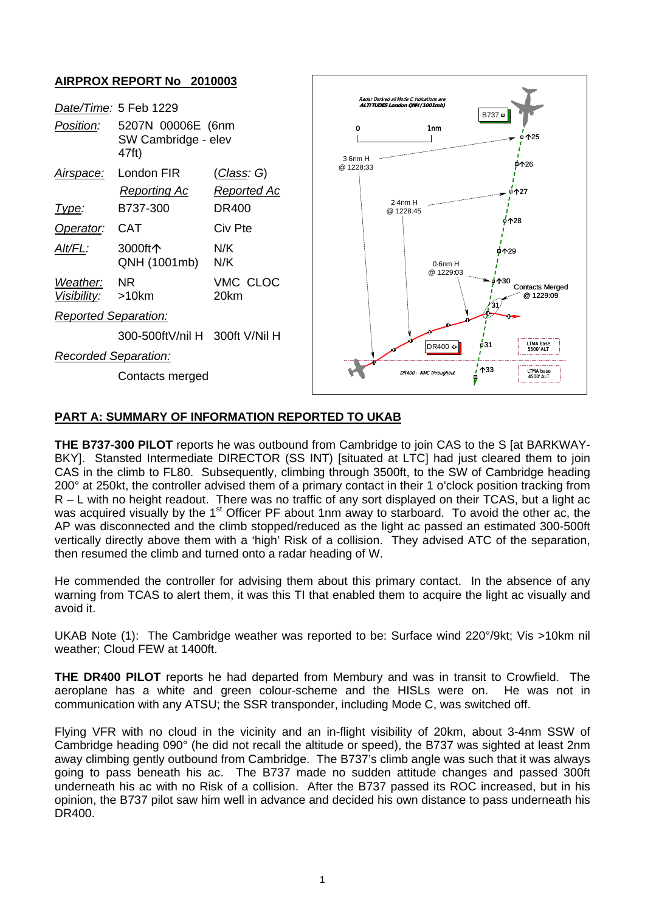## AIRPROX REPORT No 2010003

| | | |
|---|---|---|
| *Date/Time:* | 5 Feb 1229 | |
| *Position:* | 5207N 00006E (6nm SW Cambridge - elev 47ft) | |
| *Airspace:* | London FIR | (*Class*: G) |
| | *Reporting Ac* | *Reported Ac* |
| *Type:* | B737-300 | DR400 |
| *Operator:* | CAT | Civ Pte |
| *Alt/FL:* | 3000ft↑ QNH (1001mb) | N/K N/K |
| *Weather:* *Visibility:* | NR >10km | VMC CLOC 20km |
| *Reported Separation:* | | |
| | 300-500ftV/nil H | 300ft V/Nil H |
| *Recorded Separation:* | | |
| | Contacts merged | |

## PART A: SUMMARY OF INFORMATION REPORTED TO UKAB

**THE B737-300 PILOT** reports he was outbound from Cambridge to join CAS to the S [at BARKWAY-BKY]. Stansted Intermediate DIRECTOR (SS INT) [situated at LTC] had just cleared them to join CAS in the climb to FL80. Subsequently, climbing through 3500ft, to the SW of Cambridge heading 200° at 250kt, the controller advised them of a primary contact in their 1 o'clock position tracking from R – L with no height readout. There was no traffic of any sort displayed on their TCAS, but a light ac was acquired visually by the 1st Officer PF about 1nm away to starboard. To avoid the other ac, the AP was disconnected and the climb stopped/reduced as the light ac passed an estimated 300-500ft vertically directly above them with a 'high' Risk of a collision. They advised ATC of the separation, then resumed the climb and turned onto a radar heading of W.

He commended the controller for advising them about this primary contact. In the absence of any warning from TCAS to alert them, it was this TI that enabled them to acquire the light ac visually and avoid it.

UKAB Note (1): The Cambridge weather was reported to be: Surface wind 220°/9kt; Vis >10km nil weather; Cloud FEW at 1400ft.

**THE DR400 PILOT** reports he had departed from Membury and was in transit to Crowfield. The aeroplane has a white and green colour-scheme and the HISLs were on. He was not in communication with any ATSU; the SSR transponder, including Mode C, was switched off.

Flying VFR with no cloud in the vicinity and an in-flight visibility of 20km, about 3-4nm SSW of Cambridge heading 090° (he did not recall the altitude or speed), the B737 was sighted at least 2nm away climbing gently outbound from Cambridge. The B737's climb angle was such that it was always going to pass beneath his ac. The B737 made no sudden attitude changes and passed 300ft underneath his ac with no Risk of a collision. After the B737 passed its ROC increased, but in his opinion, the B737 pilot saw him well in advance and decided his own distance to pass underneath his DR400.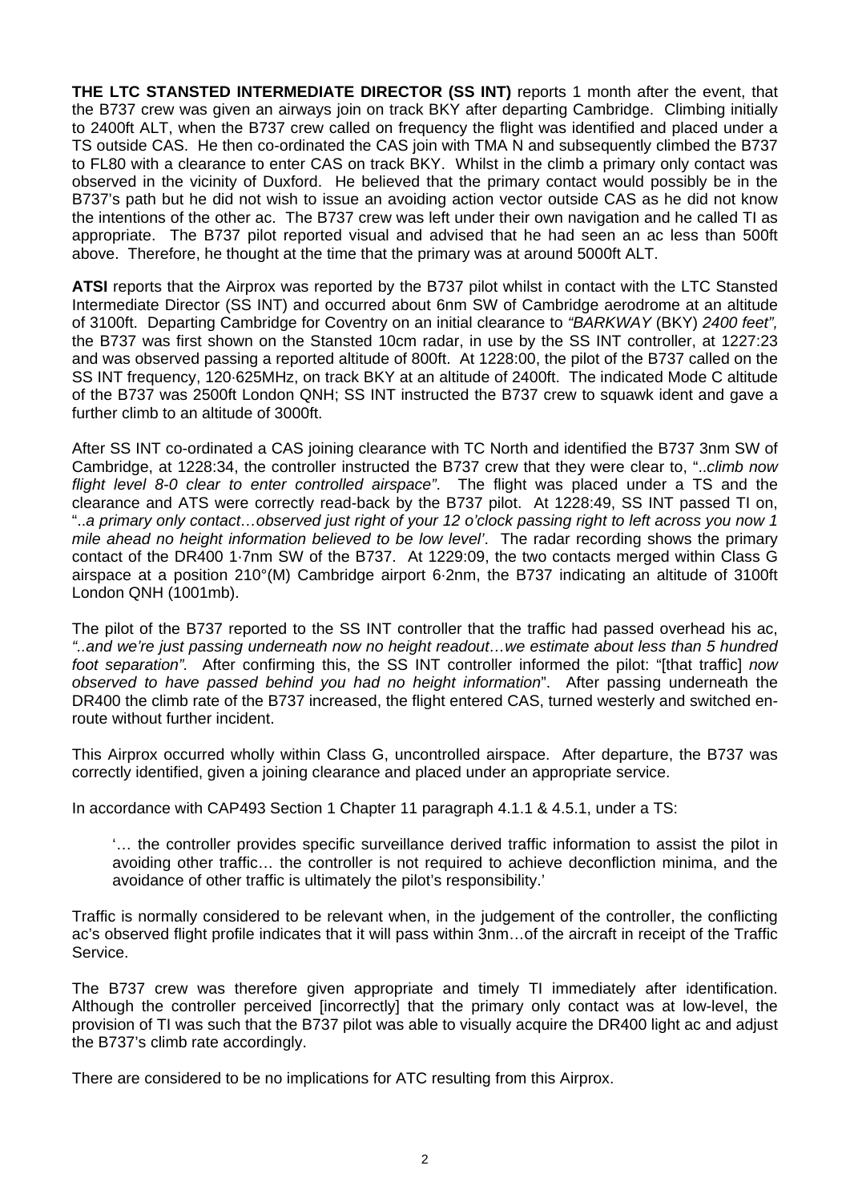**THE LTC STANSTED INTERMEDIATE DIRECTOR (SS INT)** reports 1 month after the event, that the B737 crew was given an airways join on track BKY after departing Cambridge. Climbing initially to 2400ft ALT, when the B737 crew called on frequency the flight was identified and placed under a TS outside CAS. He then co-ordinated the CAS join with TMA N and subsequently climbed the B737 to FL80 with a clearance to enter CAS on track BKY. Whilst in the climb a primary only contact was observed in the vicinity of Duxford. He believed that the primary contact would possibly be in the B737's path but he did not wish to issue an avoiding action vector outside CAS as he did not know the intentions of the other ac. The B737 crew was left under their own navigation and he called TI as appropriate. The B737 pilot reported visual and advised that he had seen an ac less than 500ft above. Therefore, he thought at the time that the primary was at around 5000ft ALT.

**ATSI** reports that the Airprox was reported by the B737 pilot whilst in contact with the LTC Stansted Intermediate Director (SS INT) and occurred about 6nm SW of Cambridge aerodrome at an altitude of 3100ft. Departing Cambridge for Coventry on an initial clearance to *"BARKWAY* (BKY) *2400 feet",* the B737 was first shown on the Stansted 10cm radar, in use by the SS INT controller, at 1227:23 and was observed passing a reported altitude of 800ft. At 1228:00, the pilot of the B737 called on the SS INT frequency, 120·625MHz, on track BKY at an altitude of 2400ft. The indicated Mode C altitude of the B737 was 2500ft London QNH; SS INT instructed the B737 crew to squawk ident and gave a further climb to an altitude of 3000ft.

After SS INT co-ordinated a CAS joining clearance with TC North and identified the B737 3nm SW of Cambridge, at 1228:34, the controller instructed the B737 crew that they were clear to, "*..climb now flight level 8-0 clear to enter controlled airspace"*. The flight was placed under a TS and the clearance and ATS were correctly read-back by the B737 pilot. At 1228:49, SS INT passed TI on, "*..a primary only contact…observed just right of your 12 o'clock passing right to left across you now 1 mile ahead no height information believed to be low level'*. The radar recording shows the primary contact of the DR400 1·7nm SW of the B737. At 1229:09, the two contacts merged within Class G airspace at a position 210°(M) Cambridge airport 6·2nm, the B737 indicating an altitude of 3100ft London QNH (1001mb).

The pilot of the B737 reported to the SS INT controller that the traffic had passed overhead his ac, *"..and we're just passing underneath now no height readout…we estimate about less than 5 hundred foot separation".* After confirming this, the SS INT controller informed the pilot: "[that traffic] *now observed to have passed behind you had no height information*". After passing underneath the DR400 the climb rate of the B737 increased, the flight entered CAS, turned westerly and switched en-route without further incident.

This Airprox occurred wholly within Class G, uncontrolled airspace. After departure, the B737 was correctly identified, given a joining clearance and placed under an appropriate service.

In accordance with CAP493 Section 1 Chapter 11 paragraph 4.1.1 & 4.5.1, under a TS:

> '… the controller provides specific surveillance derived traffic information to assist the pilot in avoiding other traffic… the controller is not required to achieve deconfliction minima, and the avoidance of other traffic is ultimately the pilot's responsibility.'

Traffic is normally considered to be relevant when, in the judgement of the controller, the conflicting ac's observed flight profile indicates that it will pass within 3nm…of the aircraft in receipt of the Traffic Service.

The B737 crew was therefore given appropriate and timely TI immediately after identification. Although the controller perceived [incorrectly] that the primary only contact was at low-level, the provision of TI was such that the B737 pilot was able to visually acquire the DR400 light ac and adjust the B737's climb rate accordingly.

There are considered to be no implications for ATC resulting from this Airprox.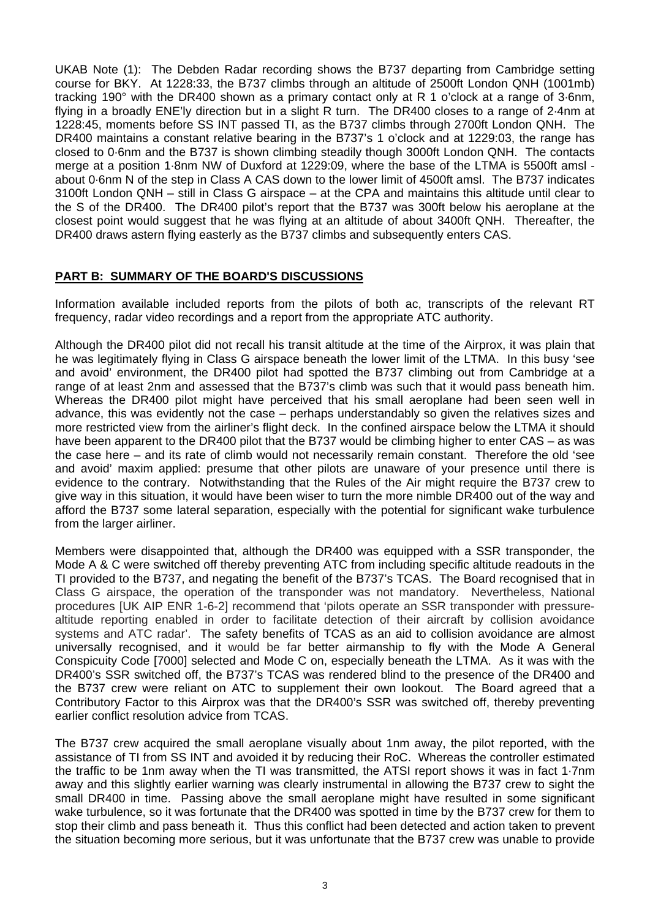UKAB Note (1): The Debden Radar recording shows the B737 departing from Cambridge setting course for BKY. At 1228:33, the B737 climbs through an altitude of 2500ft London QNH (1001mb) tracking 190° with the DR400 shown as a primary contact only at R 1 o'clock at a range of 3·6nm, flying in a broadly ENE'ly direction but in a slight R turn. The DR400 closes to a range of 2·4nm at 1228:45, moments before SS INT passed TI, as the B737 climbs through 2700ft London QNH. The DR400 maintains a constant relative bearing in the B737's 1 o'clock and at 1229:03, the range has closed to 0·6nm and the B737 is shown climbing steadily though 3000ft London QNH. The contacts merge at a position 1·8nm NW of Duxford at 1229:09, where the base of the LTMA is 5500ft amsl - about 0·6nm N of the step in Class A CAS down to the lower limit of 4500ft amsl. The B737 indicates 3100ft London QNH – still in Class G airspace – at the CPA and maintains this altitude until clear to the S of the DR400. The DR400 pilot's report that the B737 was 300ft below his aeroplane at the closest point would suggest that he was flying at an altitude of about 3400ft QNH. Thereafter, the DR400 draws astern flying easterly as the B737 climbs and subsequently enters CAS.

## PART B: SUMMARY OF THE BOARD'S DISCUSSIONS

Information available included reports from the pilots of both ac, transcripts of the relevant RT frequency, radar video recordings and a report from the appropriate ATC authority.

Although the DR400 pilot did not recall his transit altitude at the time of the Airprox, it was plain that he was legitimately flying in Class G airspace beneath the lower limit of the LTMA. In this busy 'see and avoid' environment, the DR400 pilot had spotted the B737 climbing out from Cambridge at a range of at least 2nm and assessed that the B737's climb was such that it would pass beneath him. Whereas the DR400 pilot might have perceived that his small aeroplane had been seen well in advance, this was evidently not the case – perhaps understandably so given the relatives sizes and more restricted view from the airliner's flight deck. In the confined airspace below the LTMA it should have been apparent to the DR400 pilot that the B737 would be climbing higher to enter CAS – as was the case here – and its rate of climb would not necessarily remain constant. Therefore the old 'see and avoid' maxim applied: presume that other pilots are unaware of your presence until there is evidence to the contrary. Notwithstanding that the Rules of the Air might require the B737 crew to give way in this situation, it would have been wiser to turn the more nimble DR400 out of the way and afford the B737 some lateral separation, especially with the potential for significant wake turbulence from the larger airliner.

Members were disappointed that, although the DR400 was equipped with a SSR transponder, the Mode A & C were switched off thereby preventing ATC from including specific altitude readouts in the TI provided to the B737, and negating the benefit of the B737's TCAS. The Board recognised that in Class G airspace, the operation of the transponder was not mandatory. Nevertheless, National procedures [UK AIP ENR 1-6-2] recommend that 'pilots operate an SSR transponder with pressure-altitude reporting enabled in order to facilitate detection of their aircraft by collision avoidance systems and ATC radar'. The safety benefits of TCAS as an aid to collision avoidance are almost universally recognised, and it would be far better airmanship to fly with the Mode A General Conspicuity Code [7000] selected and Mode C on, especially beneath the LTMA. As it was with the DR400's SSR switched off, the B737's TCAS was rendered blind to the presence of the DR400 and the B737 crew were reliant on ATC to supplement their own lookout. The Board agreed that a Contributory Factor to this Airprox was that the DR400's SSR was switched off, thereby preventing earlier conflict resolution advice from TCAS.

The B737 crew acquired the small aeroplane visually about 1nm away, the pilot reported, with the assistance of TI from SS INT and avoided it by reducing their RoC. Whereas the controller estimated the traffic to be 1nm away when the TI was transmitted, the ATSI report shows it was in fact 1·7nm away and this slightly earlier warning was clearly instrumental in allowing the B737 crew to sight the small DR400 in time. Passing above the small aeroplane might have resulted in some significant wake turbulence, so it was fortunate that the DR400 was spotted in time by the B737 crew for them to stop their climb and pass beneath it. Thus this conflict had been detected and action taken to prevent the situation becoming more serious, but it was unfortunate that the B737 crew was unable to provide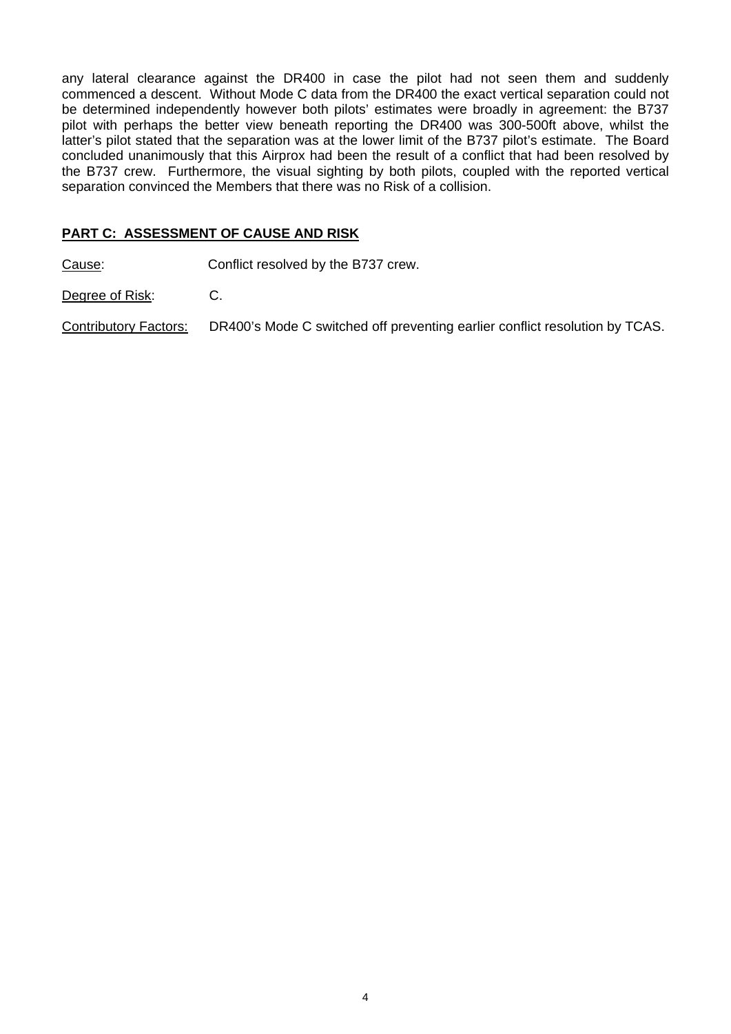any lateral clearance against the DR400 in case the pilot had not seen them and suddenly commenced a descent. Without Mode C data from the DR400 the exact vertical separation could not be determined independently however both pilots' estimates were broadly in agreement: the B737 pilot with perhaps the better view beneath reporting the DR400 was 300-500ft above, whilst the latter's pilot stated that the separation was at the lower limit of the B737 pilot's estimate. The Board concluded unanimously that this Airprox had been the result of a conflict that had been resolved by the B737 crew. Furthermore, the visual sighting by both pilots, coupled with the reported vertical separation convinced the Members that there was no Risk of a collision.

## PART C: ASSESSMENT OF CAUSE AND RISK

Cause: Conflict resolved by the B737 crew.

Degree of Risk: C.

Contributory Factors: DR400's Mode C switched off preventing earlier conflict resolution by TCAS.